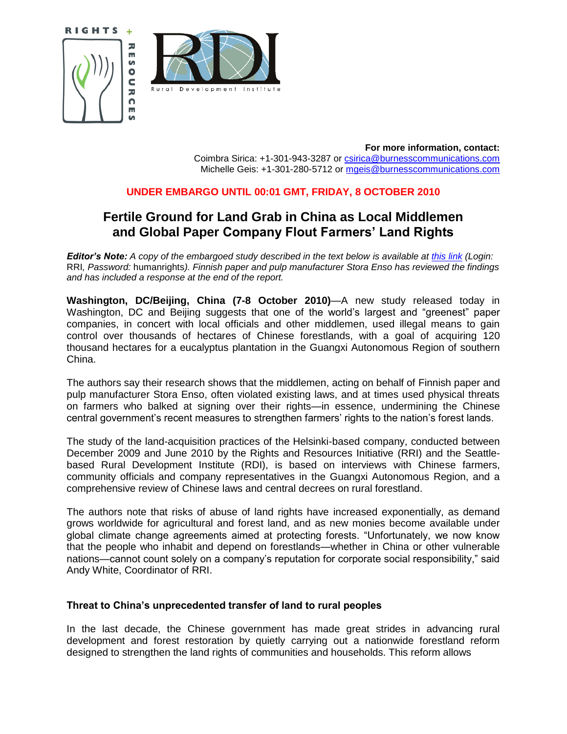RIGHTS + RESOURCES

RDI Rural Development Institute

**For more information, contact:**
Coimbra Sirica: +1-301-943-3287 or csirica@burnesscommunications.com
Michelle Geis: +1-301-280-5712 or mgeis@burnesscommunications.com

**UNDER EMBARGO UNTIL 00:01 GMT, FRIDAY, 8 OCTOBER 2010**

# Fertile Ground for Land Grab in China as Local Middlemen and Global Paper Company Flout Farmers' Land Rights

***Editor's Note:*** *A copy of the embargoed study described in the text below is available at this link (Login:* RRI*, Password:* humanrights*). Finnish paper and pulp manufacturer Stora Enso has reviewed the findings and has included a response at the end of the report.*

**Washington, DC/Beijing, China (7-8 October 2010)**—A new study released today in Washington, DC and Beijing suggests that one of the world's largest and "greenest" paper companies, in concert with local officials and other middlemen, used illegal means to gain control over thousands of hectares of Chinese forestlands, with a goal of acquiring 120 thousand hectares for a eucalyptus plantation in the Guangxi Autonomous Region of southern China.

The authors say their research shows that the middlemen, acting on behalf of Finnish paper and pulp manufacturer Stora Enso, often violated existing laws, and at times used physical threats on farmers who balked at signing over their rights—in essence, undermining the Chinese central government's recent measures to strengthen farmers' rights to the nation's forest lands.

The study of the land-acquisition practices of the Helsinki-based company, conducted between December 2009 and June 2010 by the Rights and Resources Initiative (RRI) and the Seattle-based Rural Development Institute (RDI), is based on interviews with Chinese farmers, community officials and company representatives in the Guangxi Autonomous Region, and a comprehensive review of Chinese laws and central decrees on rural forestland.

The authors note that risks of abuse of land rights have increased exponentially, as demand grows worldwide for agricultural and forest land, and as new monies become available under global climate change agreements aimed at protecting forests. "Unfortunately, we now know that the people who inhabit and depend on forestlands—whether in China or other vulnerable nations—cannot count solely on a company's reputation for corporate social responsibility," said Andy White, Coordinator of RRI.

### Threat to China's unprecedented transfer of land to rural peoples

In the last decade, the Chinese government has made great strides in advancing rural development and forest restoration by quietly carrying out a nationwide forestland reform designed to strengthen the land rights of communities and households. This reform allows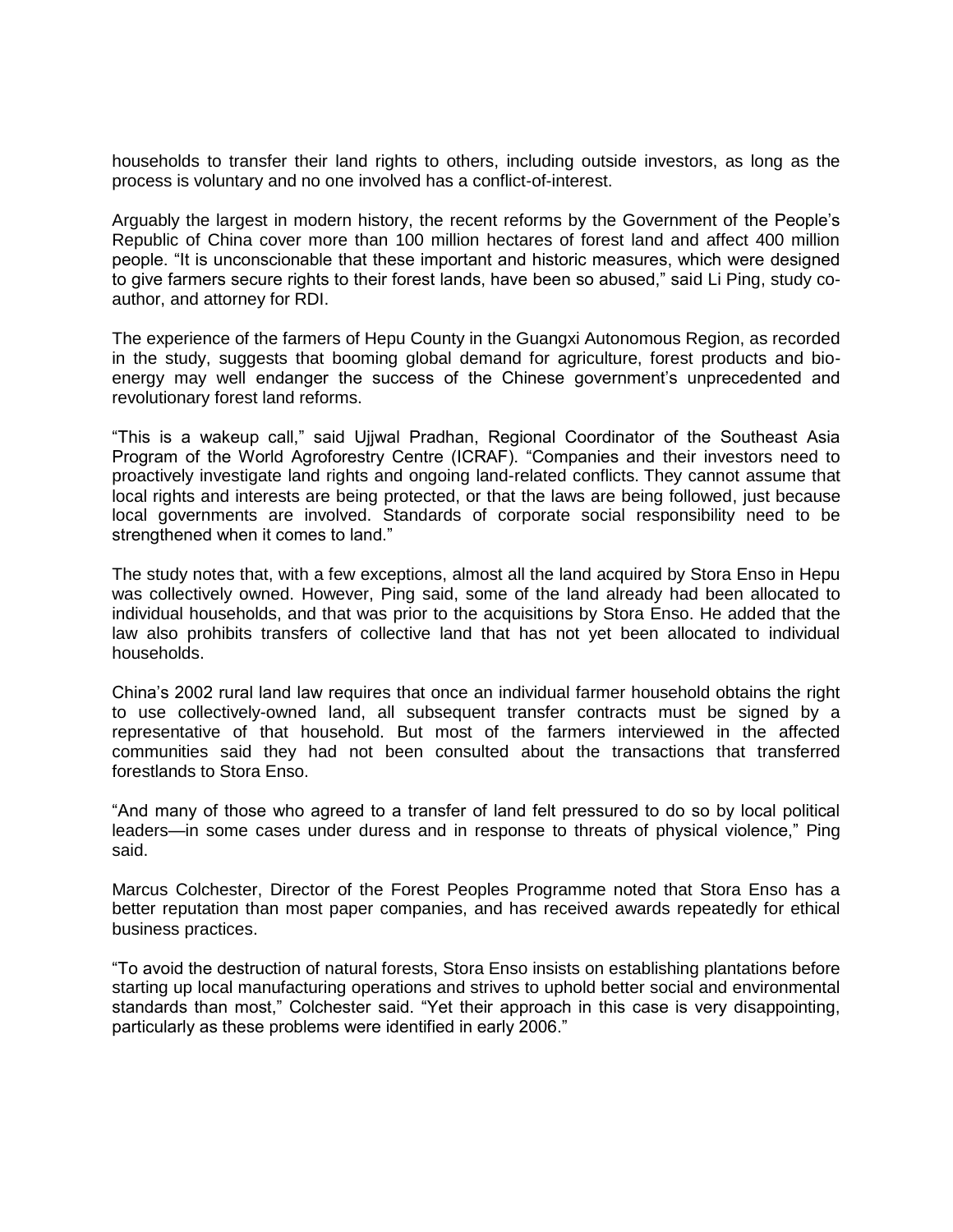households to transfer their land rights to others, including outside investors, as long as the process is voluntary and no one involved has a conflict-of-interest.

Arguably the largest in modern history, the recent reforms by the Government of the People's Republic of China cover more than 100 million hectares of forest land and affect 400 million people. "It is unconscionable that these important and historic measures, which were designed to give farmers secure rights to their forest lands, have been so abused," said Li Ping, study co-author, and attorney for RDI.

The experience of the farmers of Hepu County in the Guangxi Autonomous Region, as recorded in the study, suggests that booming global demand for agriculture, forest products and bio-energy may well endanger the success of the Chinese government's unprecedented and revolutionary forest land reforms.

"This is a wakeup call," said Ujjwal Pradhan, Regional Coordinator of the Southeast Asia Program of the World Agroforestry Centre (ICRAF). "Companies and their investors need to proactively investigate land rights and ongoing land-related conflicts. They cannot assume that local rights and interests are being protected, or that the laws are being followed, just because local governments are involved. Standards of corporate social responsibility need to be strengthened when it comes to land."

The study notes that, with a few exceptions, almost all the land acquired by Stora Enso in Hepu was collectively owned. However, Ping said, some of the land already had been allocated to individual households, and that was prior to the acquisitions by Stora Enso. He added that the law also prohibits transfers of collective land that has not yet been allocated to individual households.

China's 2002 rural land law requires that once an individual farmer household obtains the right to use collectively-owned land, all subsequent transfer contracts must be signed by a representative of that household. But most of the farmers interviewed in the affected communities said they had not been consulted about the transactions that transferred forestlands to Stora Enso.

"And many of those who agreed to a transfer of land felt pressured to do so by local political leaders—in some cases under duress and in response to threats of physical violence," Ping said.

Marcus Colchester, Director of the Forest Peoples Programme noted that Stora Enso has a better reputation than most paper companies, and has received awards repeatedly for ethical business practices.

"To avoid the destruction of natural forests, Stora Enso insists on establishing plantations before starting up local manufacturing operations and strives to uphold better social and environmental standards than most," Colchester said. "Yet their approach in this case is very disappointing, particularly as these problems were identified in early 2006."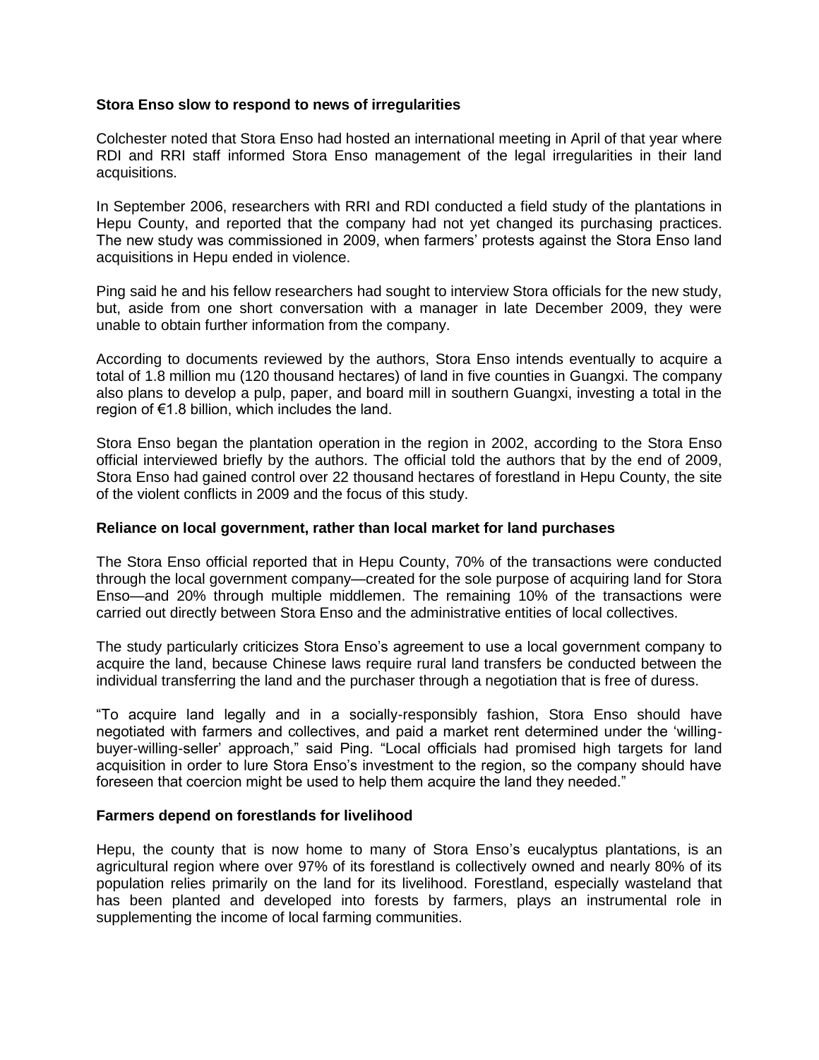**Stora Enso slow to respond to news of irregularities**

Colchester noted that Stora Enso had hosted an international meeting in April of that year where RDI and RRI staff informed Stora Enso management of the legal irregularities in their land acquisitions.

In September 2006, researchers with RRI and RDI conducted a field study of the plantations in Hepu County, and reported that the company had not yet changed its purchasing practices. The new study was commissioned in 2009, when farmers' protests against the Stora Enso land acquisitions in Hepu ended in violence.

Ping said he and his fellow researchers had sought to interview Stora officials for the new study, but, aside from one short conversation with a manager in late December 2009, they were unable to obtain further information from the company.

According to documents reviewed by the authors, Stora Enso intends eventually to acquire a total of 1.8 million mu (120 thousand hectares) of land in five counties in Guangxi. The company also plans to develop a pulp, paper, and board mill in southern Guangxi, investing a total in the region of €1.8 billion, which includes the land.

Stora Enso began the plantation operation in the region in 2002, according to the Stora Enso official interviewed briefly by the authors. The official told the authors that by the end of 2009, Stora Enso had gained control over 22 thousand hectares of forestland in Hepu County, the site of the violent conflicts in 2009 and the focus of this study.

**Reliance on local government, rather than local market for land purchases**

The Stora Enso official reported that in Hepu County, 70% of the transactions were conducted through the local government company—created for the sole purpose of acquiring land for Stora Enso—and 20% through multiple middlemen. The remaining 10% of the transactions were carried out directly between Stora Enso and the administrative entities of local collectives.

The study particularly criticizes Stora Enso's agreement to use a local government company to acquire the land, because Chinese laws require rural land transfers be conducted between the individual transferring the land and the purchaser through a negotiation that is free of duress.

"To acquire land legally and in a socially-responsibly fashion, Stora Enso should have negotiated with farmers and collectives, and paid a market rent determined under the 'willing-buyer-willing-seller' approach," said Ping. "Local officials had promised high targets for land acquisition in order to lure Stora Enso's investment to the region, so the company should have foreseen that coercion might be used to help them acquire the land they needed."

**Farmers depend on forestlands for livelihood**

Hepu, the county that is now home to many of Stora Enso's eucalyptus plantations, is an agricultural region where over 97% of its forestland is collectively owned and nearly 80% of its population relies primarily on the land for its livelihood. Forestland, especially wasteland that has been planted and developed into forests by farmers, plays an instrumental role in supplementing the income of local farming communities.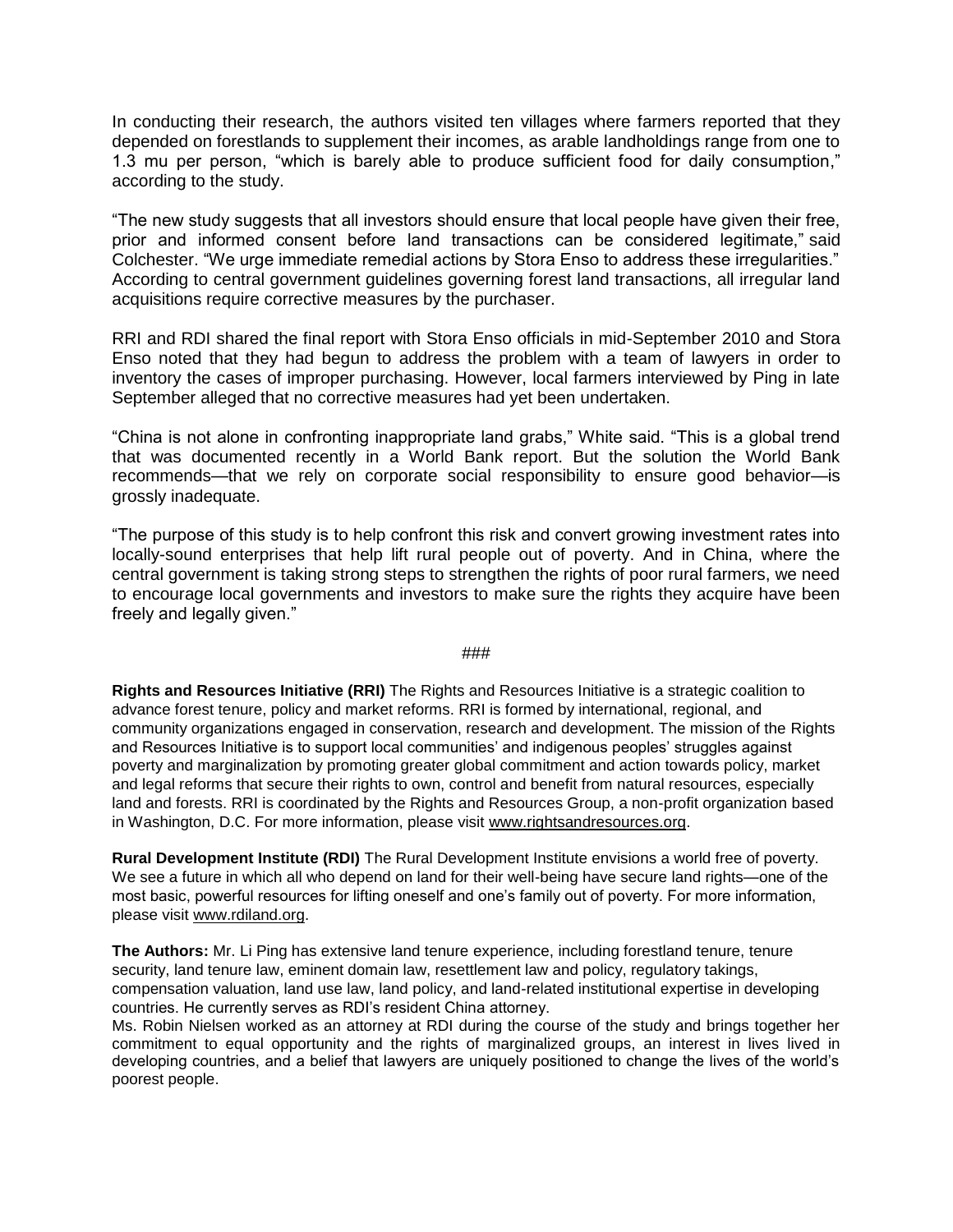In conducting their research, the authors visited ten villages where farmers reported that they depended on forestlands to supplement their incomes, as arable landholdings range from one to 1.3 mu per person, "which is barely able to produce sufficient food for daily consumption," according to the study.

"The new study suggests that all investors should ensure that local people have given their free, prior and informed consent before land transactions can be considered legitimate," said Colchester. "We urge immediate remedial actions by Stora Enso to address these irregularities." According to central government guidelines governing forest land transactions, all irregular land acquisitions require corrective measures by the purchaser.

RRI and RDI shared the final report with Stora Enso officials in mid-September 2010 and Stora Enso noted that they had begun to address the problem with a team of lawyers in order to inventory the cases of improper purchasing. However, local farmers interviewed by Ping in late September alleged that no corrective measures had yet been undertaken.

"China is not alone in confronting inappropriate land grabs," White said. "This is a global trend that was documented recently in a World Bank report. But the solution the World Bank recommends—that we rely on corporate social responsibility to ensure good behavior—is grossly inadequate.

"The purpose of this study is to help confront this risk and convert growing investment rates into locally-sound enterprises that help lift rural people out of poverty. And in China, where the central government is taking strong steps to strengthen the rights of poor rural farmers, we need to encourage local governments and investors to make sure the rights they acquire have been freely and legally given."

###

**Rights and Resources Initiative (RRI)** The Rights and Resources Initiative is a strategic coalition to advance forest tenure, policy and market reforms. RRI is formed by international, regional, and community organizations engaged in conservation, research and development. The mission of the Rights and Resources Initiative is to support local communities' and indigenous peoples' struggles against poverty and marginalization by promoting greater global commitment and action towards policy, market and legal reforms that secure their rights to own, control and benefit from natural resources, especially land and forests. RRI is coordinated by the Rights and Resources Group, a non-profit organization based in Washington, D.C. For more information, please visit www.rightsandresources.org.

**Rural Development Institute (RDI)** The Rural Development Institute envisions a world free of poverty. We see a future in which all who depend on land for their well-being have secure land rights—one of the most basic, powerful resources for lifting oneself and one's family out of poverty. For more information, please visit www.rdiland.org.

**The Authors:** Mr. Li Ping has extensive land tenure experience, including forestland tenure, tenure security, land tenure law, eminent domain law, resettlement law and policy, regulatory takings, compensation valuation, land use law, land policy, and land-related institutional expertise in developing countries. He currently serves as RDI's resident China attorney.
Ms. Robin Nielsen worked as an attorney at RDI during the course of the study and brings together her commitment to equal opportunity and the rights of marginalized groups, an interest in lives lived in developing countries, and a belief that lawyers are uniquely positioned to change the lives of the world's poorest people.